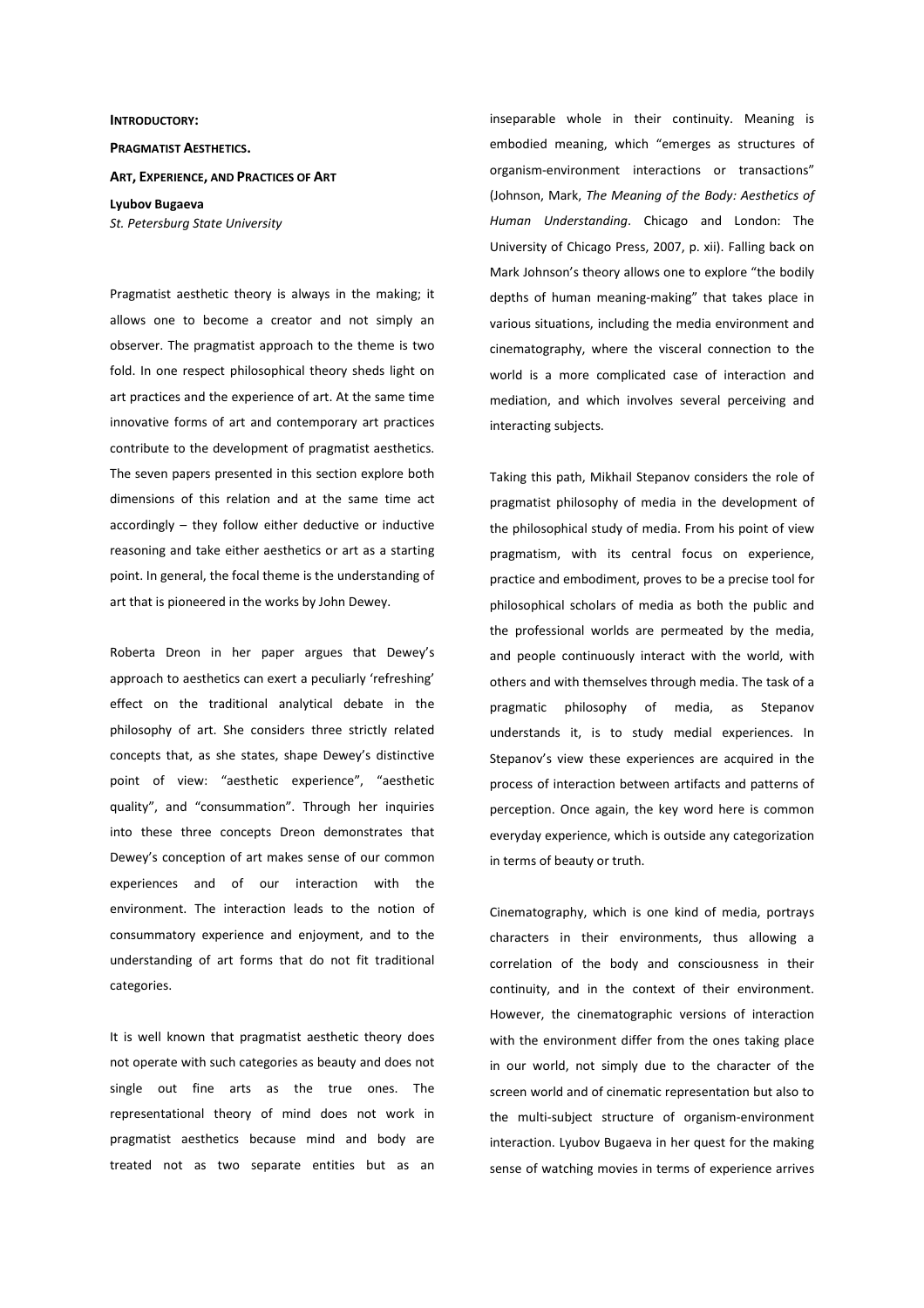**INTRODUCTORY:**

# PRAGMATIST AESTHETICS.

## ART, EXPERIENCE, AND PRACTICES OF ART

**Lyubov Bugaeva**
*St. Petersburg State University*

Pragmatist aesthetic theory is always in the making; it allows one to become a creator and not simply an observer. The pragmatist approach to the theme is two fold. In one respect philosophical theory sheds light on art practices and the experience of art. At the same time innovative forms of art and contemporary art practices contribute to the development of pragmatist aesthetics. The seven papers presented in this section explore both dimensions of this relation and at the same time act accordingly – they follow either deductive or inductive reasoning and take either aesthetics or art as a starting point. In general, the focal theme is the understanding of art that is pioneered in the works by John Dewey.

Roberta Dreon in her paper argues that Dewey's approach to aesthetics can exert a peculiarly 'refreshing' effect on the traditional analytical debate in the philosophy of art. She considers three strictly related concepts that, as she states, shape Dewey's distinctive point of view: "aesthetic experience", "aesthetic quality", and "consummation". Through her inquiries into these three concepts Dreon demonstrates that Dewey's conception of art makes sense of our common experiences and of our interaction with the environment. The interaction leads to the notion of consummatory experience and enjoyment, and to the understanding of art forms that do not fit traditional categories.

It is well known that pragmatist aesthetic theory does not operate with such categories as beauty and does not single out fine arts as the true ones. The representational theory of mind does not work in pragmatist aesthetics because mind and body are treated not as two separate entities but as an inseparable whole in their continuity. Meaning is embodied meaning, which "emerges as structures of organism-environment interactions or transactions" (Johnson, Mark, *The Meaning of the Body: Aesthetics of Human Understanding*. Chicago and London: The University of Chicago Press, 2007, p. xii). Falling back on Mark Johnson's theory allows one to explore "the bodily depths of human meaning-making" that takes place in various situations, including the media environment and cinematography, where the visceral connection to the world is a more complicated case of interaction and mediation, and which involves several perceiving and interacting subjects.

Taking this path, Mikhail Stepanov considers the role of pragmatist philosophy of media in the development of the philosophical study of media. From his point of view pragmatism, with its central focus on experience, practice and embodiment, proves to be a precise tool for philosophical scholars of media as both the public and the professional worlds are permeated by the media, and people continuously interact with the world, with others and with themselves through media. The task of a pragmatic philosophy of media, as Stepanov understands it, is to study medial experiences. In Stepanov's view these experiences are acquired in the process of interaction between artifacts and patterns of perception. Once again, the key word here is common everyday experience, which is outside any categorization in terms of beauty or truth.

Cinematography, which is one kind of media, portrays characters in their environments, thus allowing a correlation of the body and consciousness in their continuity, and in the context of their environment. However, the cinematographic versions of interaction with the environment differ from the ones taking place in our world, not simply due to the character of the screen world and of cinematic representation but also to the multi-subject structure of organism-environment interaction. Lyubov Bugaeva in her quest for the making sense of watching movies in terms of experience arrives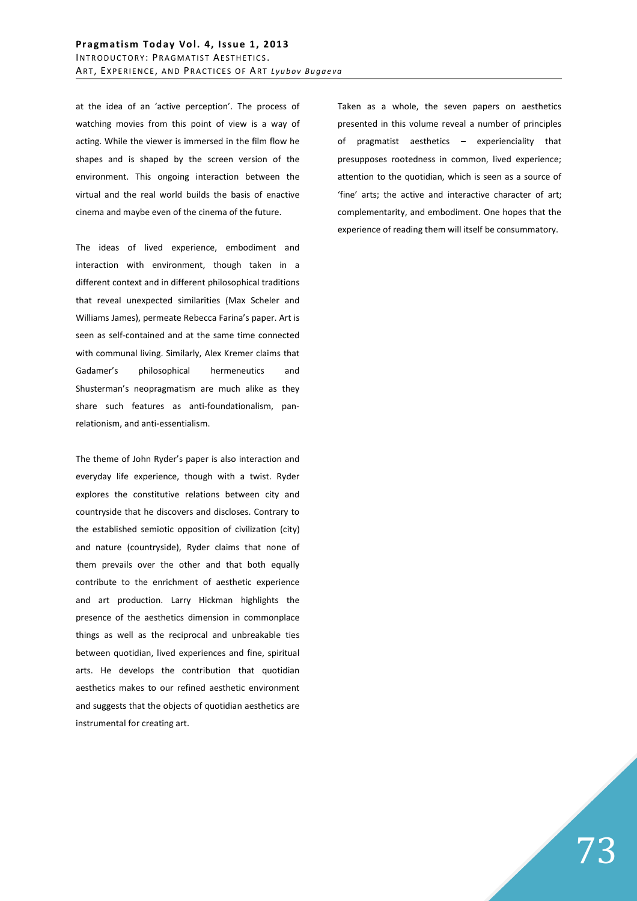at the idea of an 'active perception'. The process of watching movies from this point of view is a way of acting. While the viewer is immersed in the film flow he shapes and is shaped by the screen version of the environment. This ongoing interaction between the virtual and the real world builds the basis of enactive cinema and maybe even of the cinema of the future.

The ideas of lived experience, embodiment and interaction with environment, though taken in a different context and in different philosophical traditions that reveal unexpected similarities (Max Scheler and Williams James), permeate Rebecca Farina's paper. Art is seen as self-contained and at the same time connected with communal living. Similarly, Alex Kremer claims that Gadamer's philosophical hermeneutics and Shusterman's neopragmatism are much alike as they share such features as anti-foundationalism, pan-relationism, and anti-essentialism.

The theme of John Ryder's paper is also interaction and everyday life experience, though with a twist. Ryder explores the constitutive relations between city and countryside that he discovers and discloses. Contrary to the established semiotic opposition of civilization (city) and nature (countryside), Ryder claims that none of them prevails over the other and that both equally contribute to the enrichment of aesthetic experience and art production. Larry Hickman highlights the presence of the aesthetics dimension in commonplace things as well as the reciprocal and unbreakable ties between quotidian, lived experiences and fine, spiritual arts. He develops the contribution that quotidian aesthetics makes to our refined aesthetic environment and suggests that the objects of quotidian aesthetics are instrumental for creating art.

Taken as a whole, the seven papers on aesthetics presented in this volume reveal a number of principles of pragmatist aesthetics – experienciality that presupposes rootedness in common, lived experience; attention to the quotidian, which is seen as a source of 'fine' arts; the active and interactive character of art; complementarity, and embodiment. One hopes that the experience of reading them will itself be consummatory.